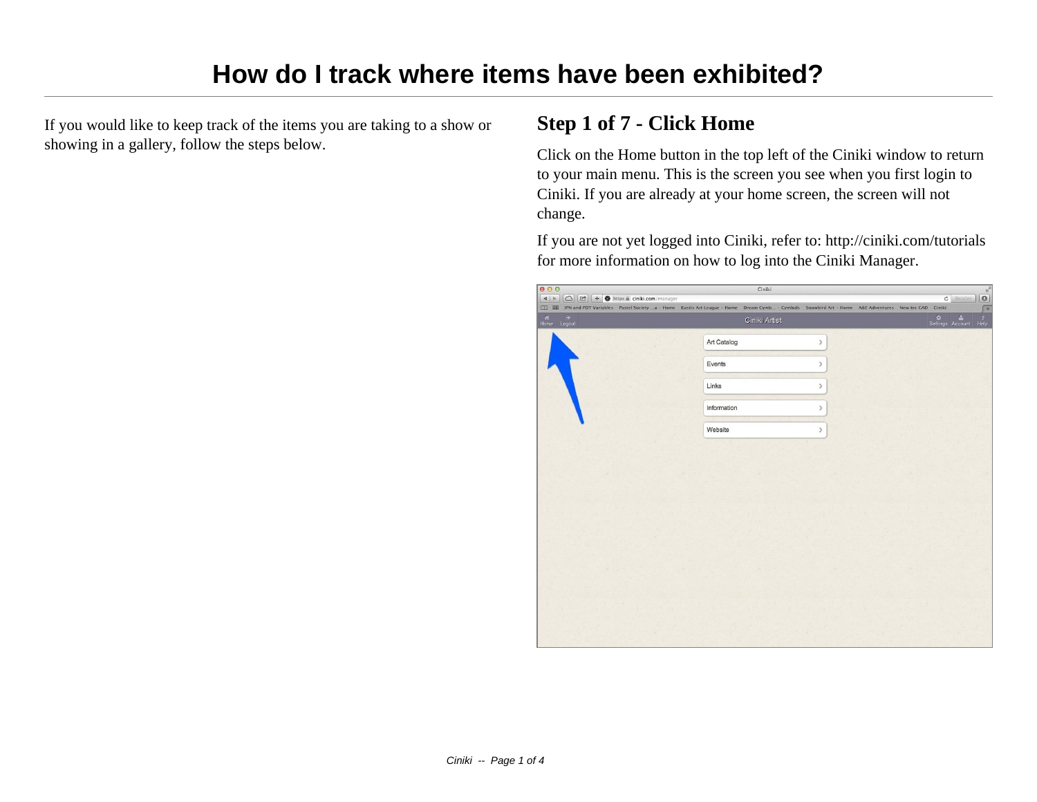# How do I track where items have been exhibited?

If you would like to keep track of the items you are taking to a show or showing in a gallery, follow the steps below.

## Step 1 of 7 - Click Home

Click on the Home button in the top left of the Ciniki window to return to your main menu. This is the screen you see when you first login to Ciniki. If you are already at your home screen, the screen will not change.

If you are not yet logged into Ciniki, refer to: http://ciniki.com/tutorials for more information on how to log into the Ciniki Manager.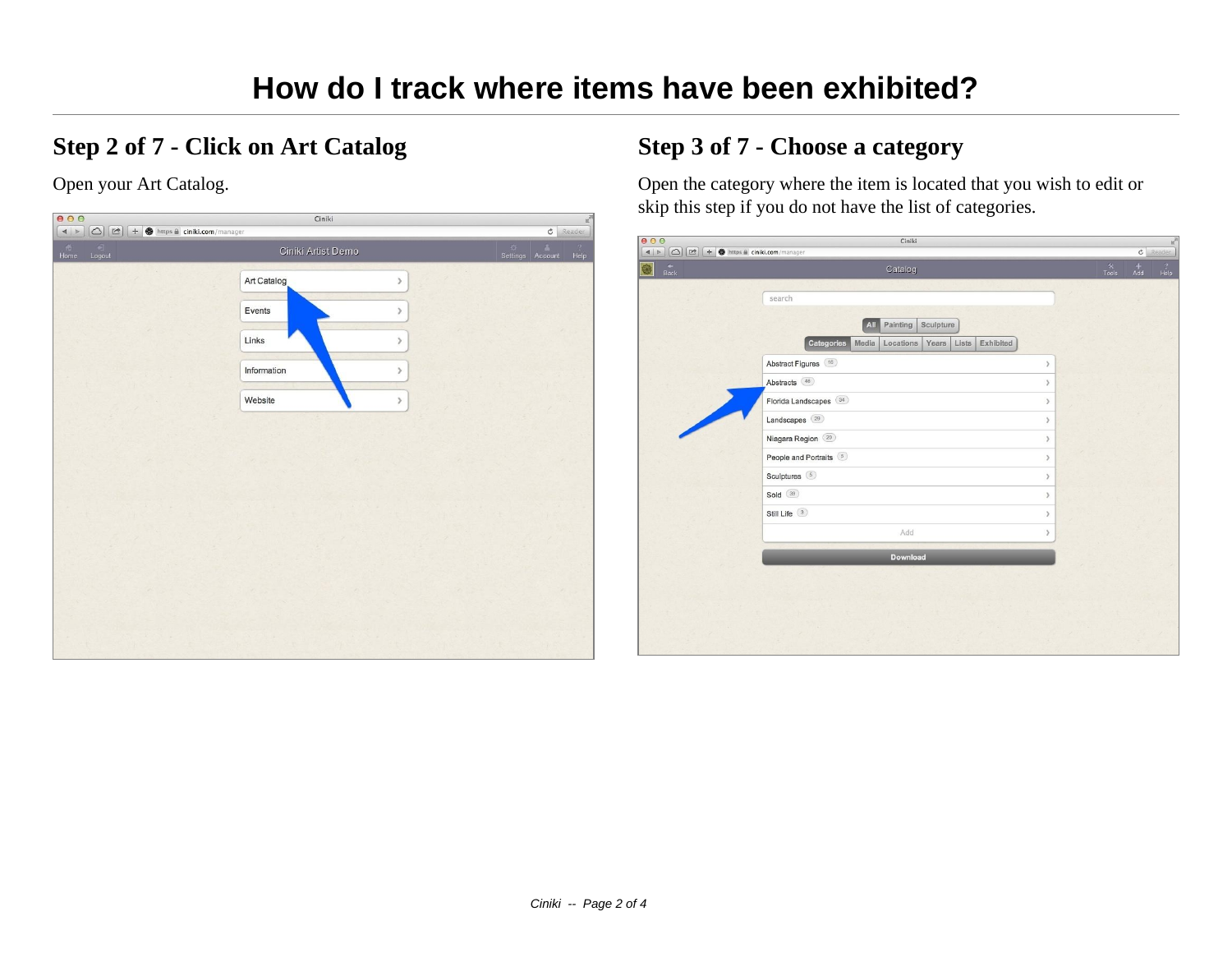# How do I track where items have been exhibited?

## Step 2 of 7 - Click on Art Catalog

Open your Art Catalog.

## Step 3 of 7 - Choose a category

Open the category where the item is located that you wish to edit or skip this step if you do not have the list of categories.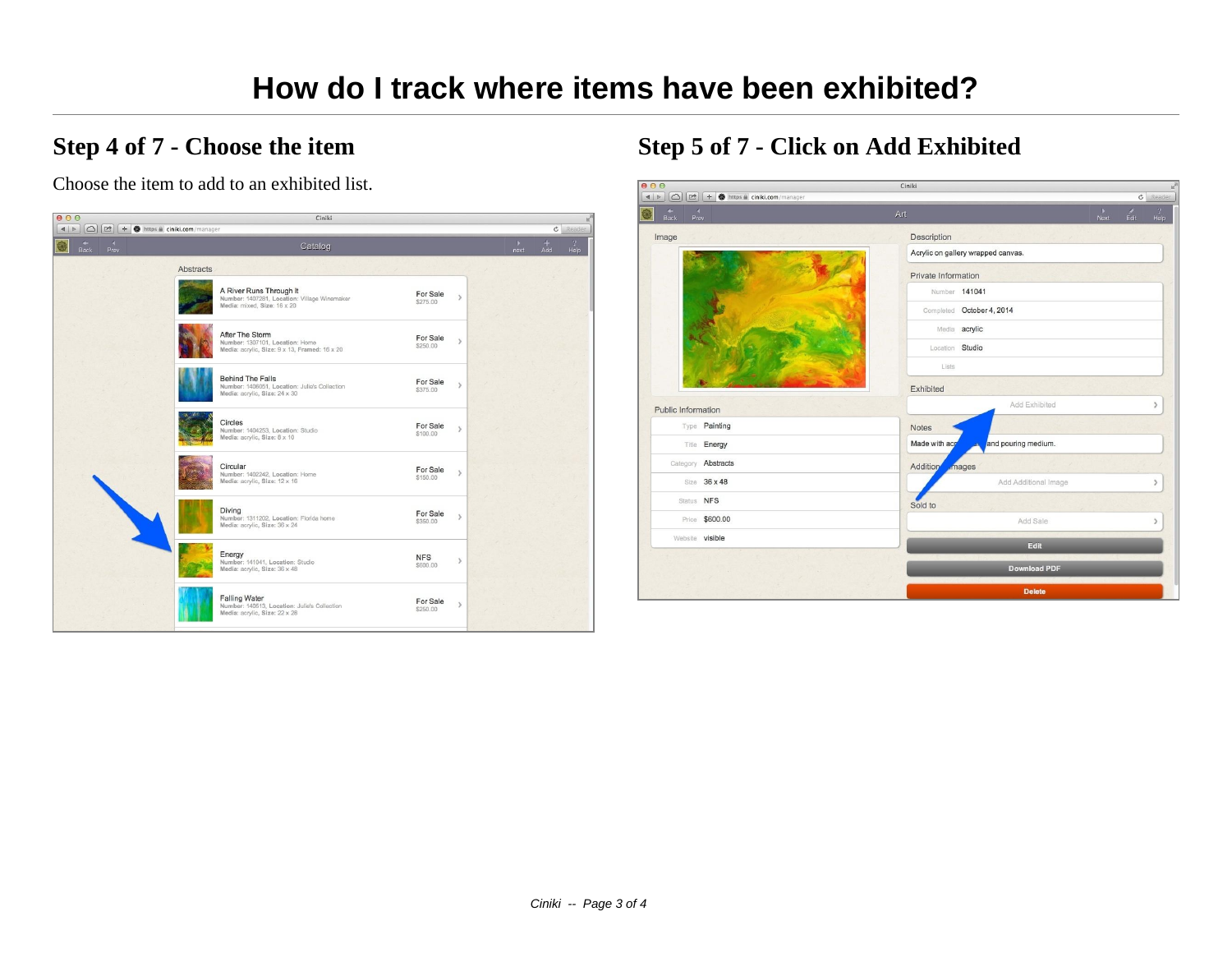# How do I track where items have been exhibited?

## Step 4 of 7 - Choose the item

Choose the item to add to an exhibited list.

## Step 5 of 7 - Click on Add Exhibited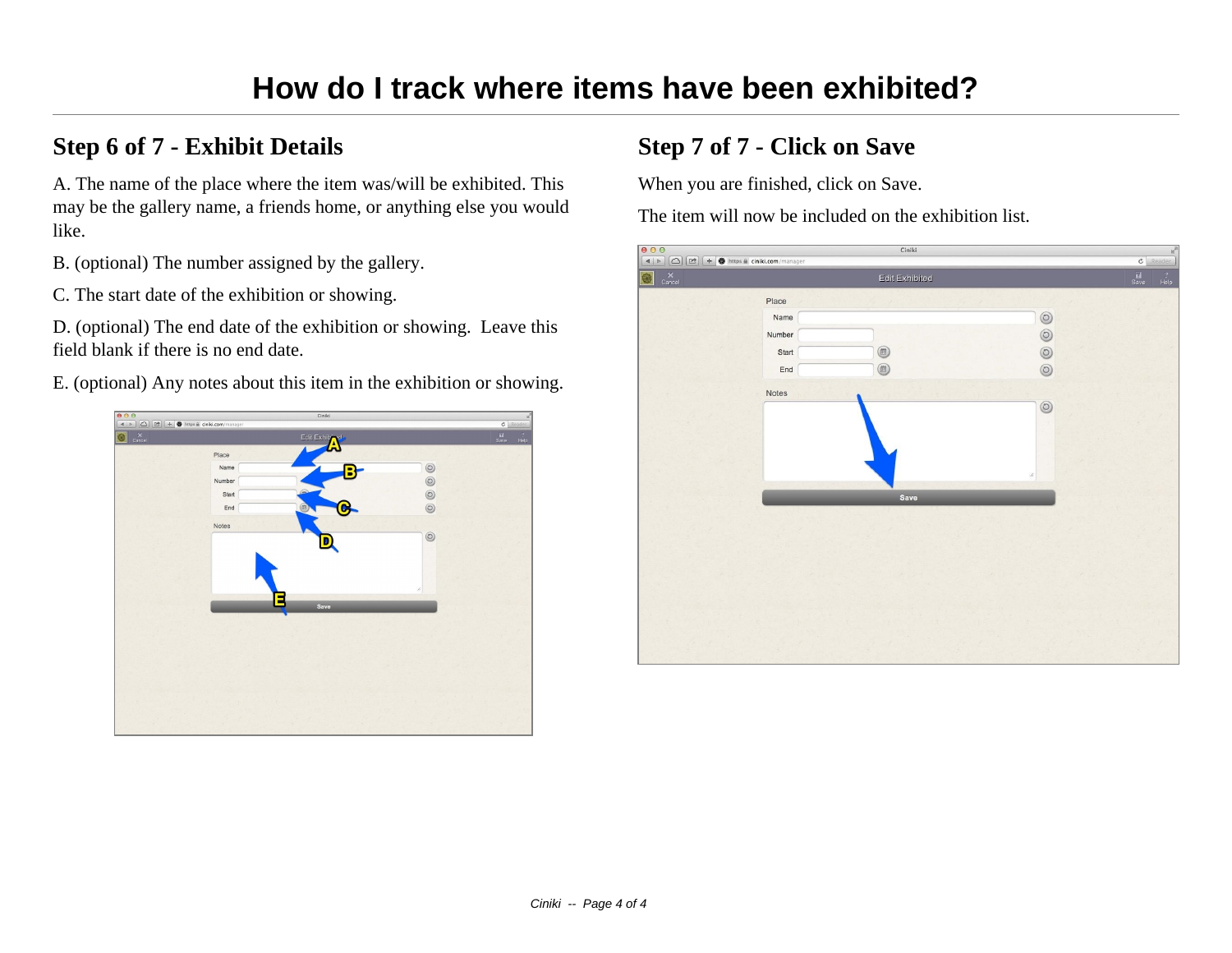# How do I track where items have been exhibited?

## Step 6 of 7 - Exhibit Details

A. The name of the place where the item was/will be exhibited. This may be the gallery name, a friends home, or anything else you would like.

B. (optional) The number assigned by the gallery.

C. The start date of the exhibition or showing.

D. (optional) The end date of the exhibition or showing. Leave this field blank if there is no end date.

E. (optional) Any notes about this item in the exhibition or showing.

## Step 7 of 7 - Click on Save

When you are finished, click on Save.

The item will now be included on the exhibition list.